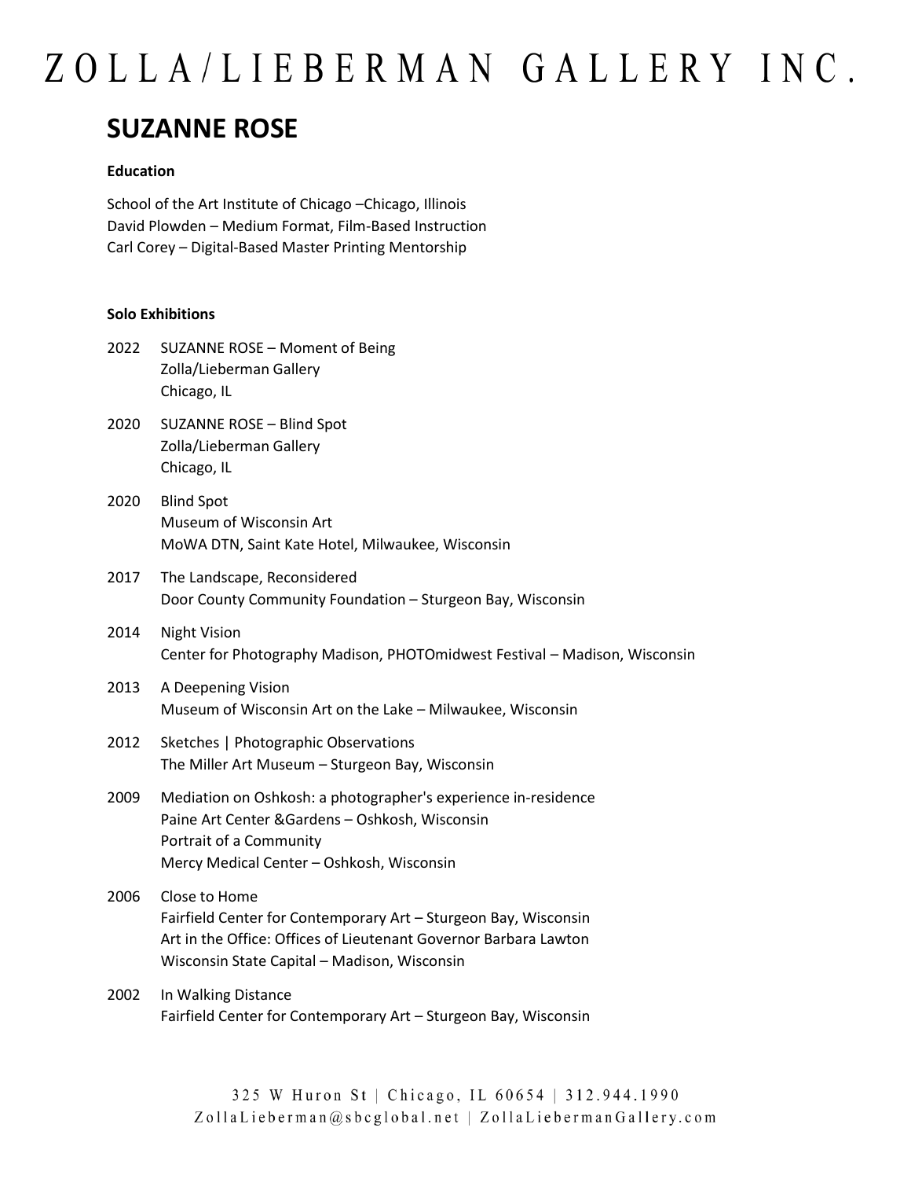# ZOLLA/LIEBERMAN GALLERY INC.

## SUZANNE ROSE

**Education**

School of the Art Institute of Chicago –Chicago, Illinois
David Plowden – Medium Format, Film-Based Instruction
Carl Corey – Digital-Based Master Printing Mentorship

**Solo Exhibitions**

2022 SUZANNE ROSE – Moment of Being
Zolla/Lieberman Gallery
Chicago, IL

2020 SUZANNE ROSE – Blind Spot
Zolla/Lieberman Gallery
Chicago, IL

2020 Blind Spot
Museum of Wisconsin Art
MoWA DTN, Saint Kate Hotel, Milwaukee, Wisconsin

2017 The Landscape, Reconsidered
Door County Community Foundation – Sturgeon Bay, Wisconsin

2014 Night Vision
Center for Photography Madison, PHOTOmidwest Festival – Madison, Wisconsin

2013 A Deepening Vision
Museum of Wisconsin Art on the Lake – Milwaukee, Wisconsin

2012 Sketches | Photographic Observations
The Miller Art Museum – Sturgeon Bay, Wisconsin

2009 Mediation on Oshkosh: a photographer's experience in-residence
Paine Art Center &Gardens – Oshkosh, Wisconsin
Portrait of a Community
Mercy Medical Center – Oshkosh, Wisconsin

2006 Close to Home
Fairfield Center for Contemporary Art – Sturgeon Bay, Wisconsin
Art in the Office: Offices of Lieutenant Governor Barbara Lawton
Wisconsin State Capital – Madison, Wisconsin

2002 In Walking Distance
Fairfield Center for Contemporary Art – Sturgeon Bay, Wisconsin

325 W Huron St | Chicago, IL 60654 | 312.944.1990
ZollaLieberman@sbcglobal.net | ZollaLiebermanGallery.com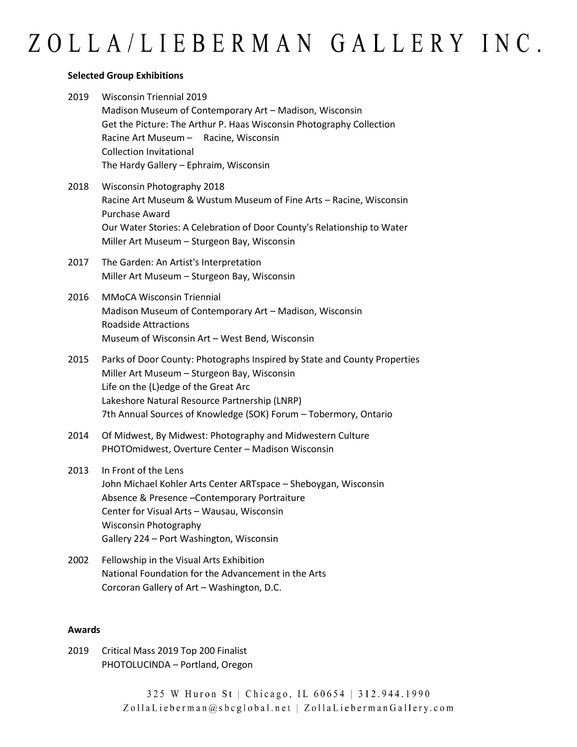**Selected Group Exhibitions**

2019 Wisconsin Triennial 2019
Madison Museum of Contemporary Art – Madison, Wisconsin
Get the Picture: The Arthur P. Haas Wisconsin Photography Collection
Racine Art Museum – Racine, Wisconsin
Collection Invitational
The Hardy Gallery – Ephraim, Wisconsin

2018 Wisconsin Photography 2018
Racine Art Museum & Wustum Museum of Fine Arts – Racine, Wisconsin
Purchase Award
Our Water Stories: A Celebration of Door County's Relationship to Water
Miller Art Museum – Sturgeon Bay, Wisconsin

2017 The Garden: An Artist's Interpretation
Miller Art Museum – Sturgeon Bay, Wisconsin

2016 MMoCA Wisconsin Triennial
Madison Museum of Contemporary Art – Madison, Wisconsin
Roadside Attractions
Museum of Wisconsin Art – West Bend, Wisconsin

2015 Parks of Door County: Photographs Inspired by State and County Properties
Miller Art Museum – Sturgeon Bay, Wisconsin
Life on the (L)edge of the Great Arc
Lakeshore Natural Resource Partnership (LNRP)
7th Annual Sources of Knowledge (SOK) Forum – Tobermory, Ontario

2014 Of Midwest, By Midwest: Photography and Midwestern Culture
PHOTOmidwest, Overture Center – Madison Wisconsin

2013 In Front of the Lens
John Michael Kohler Arts Center ARTspace – Sheboygan, Wisconsin
Absence & Presence –Contemporary Portraiture
Center for Visual Arts – Wausau, Wisconsin
Wisconsin Photography
Gallery 224 – Port Washington, Wisconsin

2002 Fellowship in the Visual Arts Exhibition
National Foundation for the Advancement in the Arts
Corcoran Gallery of Art – Washington, D.C.

**Awards**

2019 Critical Mass 2019 Top 200 Finalist
PHOTOLUCINDA – Portland, Oregon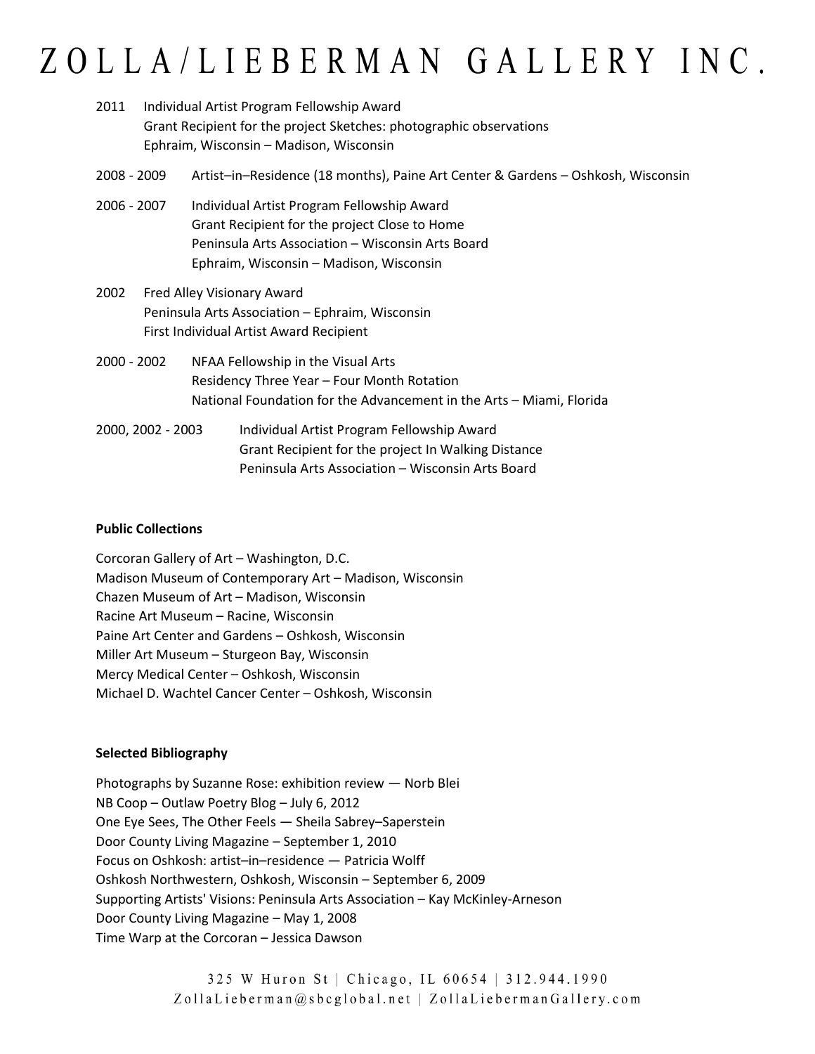# ZOLLA/LIEBERMAN GALLERY INC.

2011 Individual Artist Program Fellowship Award
Grant Recipient for the project Sketches: photographic observations
Ephraim, Wisconsin – Madison, Wisconsin

2008 - 2009 Artist–in–Residence (18 months), Paine Art Center & Gardens – Oshkosh, Wisconsin

2006 - 2007 Individual Artist Program Fellowship Award
Grant Recipient for the project Close to Home
Peninsula Arts Association – Wisconsin Arts Board
Ephraim, Wisconsin – Madison, Wisconsin

2002 Fred Alley Visionary Award
Peninsula Arts Association – Ephraim, Wisconsin
First Individual Artist Award Recipient

2000 - 2002 NFAA Fellowship in the Visual Arts
Residency Three Year – Four Month Rotation
National Foundation for the Advancement in the Arts – Miami, Florida

2000, 2002 - 2003 Individual Artist Program Fellowship Award
Grant Recipient for the project In Walking Distance
Peninsula Arts Association – Wisconsin Arts Board

**Public Collections**

Corcoran Gallery of Art – Washington, D.C.
Madison Museum of Contemporary Art – Madison, Wisconsin
Chazen Museum of Art – Madison, Wisconsin
Racine Art Museum – Racine, Wisconsin
Paine Art Center and Gardens – Oshkosh, Wisconsin
Miller Art Museum – Sturgeon Bay, Wisconsin
Mercy Medical Center – Oshkosh, Wisconsin
Michael D. Wachtel Cancer Center – Oshkosh, Wisconsin

**Selected Bibliography**

Photographs by Suzanne Rose: exhibition review — Norb Blei
NB Coop – Outlaw Poetry Blog – July 6, 2012
One Eye Sees, The Other Feels — Sheila Sabrey–Saperstein
Door County Living Magazine – September 1, 2010
Focus on Oshkosh: artist–in–residence — Patricia Wolff
Oshkosh Northwestern, Oshkosh, Wisconsin – September 6, 2009
Supporting Artists' Visions: Peninsula Arts Association – Kay McKinley-Arneson
Door County Living Magazine – May 1, 2008
Time Warp at the Corcoran – Jessica Dawson

325 W Huron St | Chicago, IL 60654 | 312.944.1990
ZollaLieberman@sbcglobal.net | ZollaLiebermanGallery.com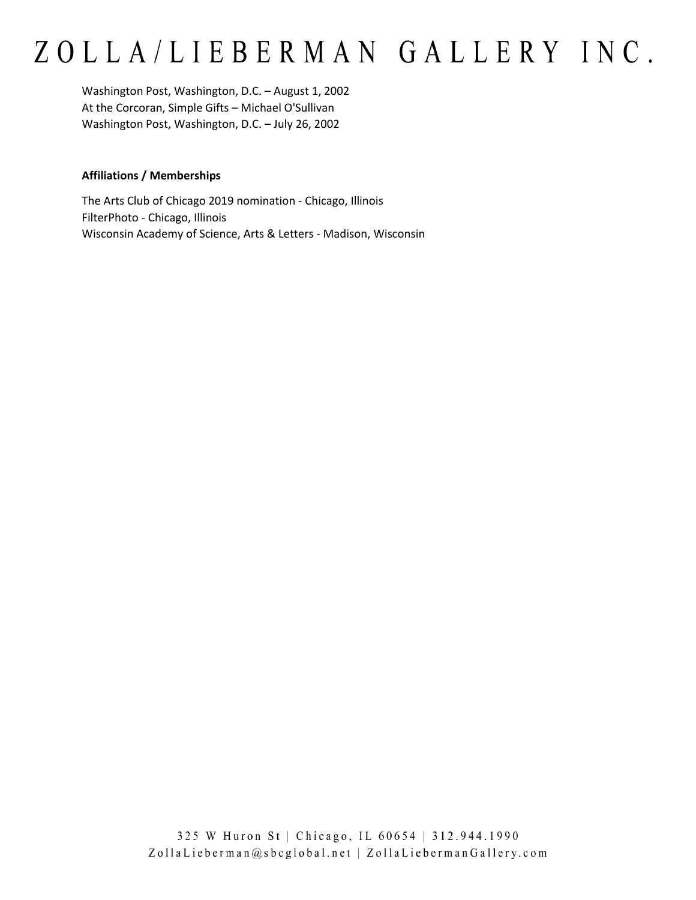Washington Post, Washington, D.C. – August 1, 2002
At the Corcoran, Simple Gifts – Michael O'Sullivan
Washington Post, Washington, D.C. – July 26, 2002

**Affiliations / Memberships**

The Arts Club of Chicago 2019 nomination - Chicago, Illinois
FilterPhoto - Chicago, Illinois
Wisconsin Academy of Science, Arts & Letters - Madison, Wisconsin